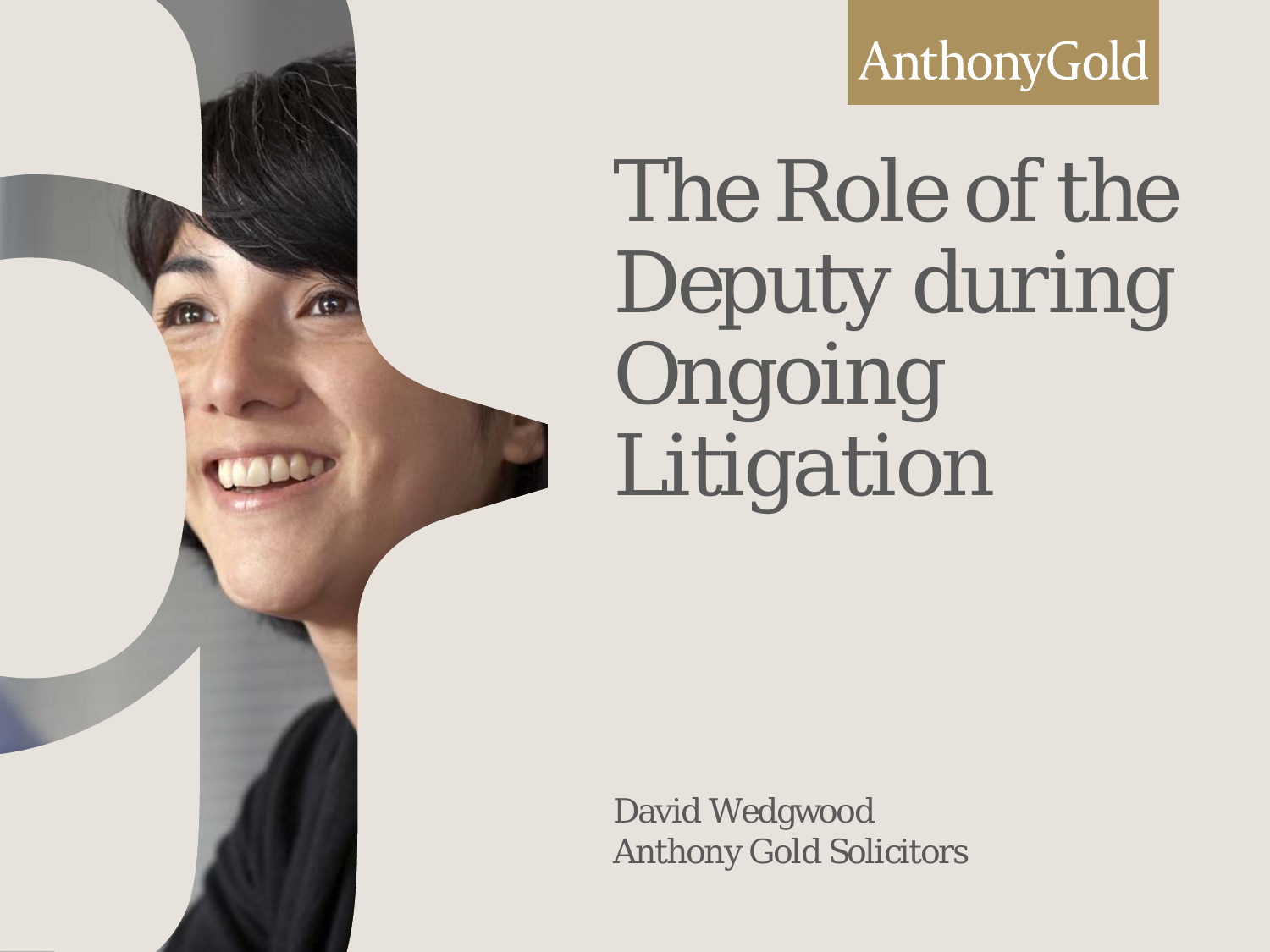AnthonyGold

# The Role of the Deputy during Ongoing Litigation

David Wedgwood
Anthony Gold Solicitors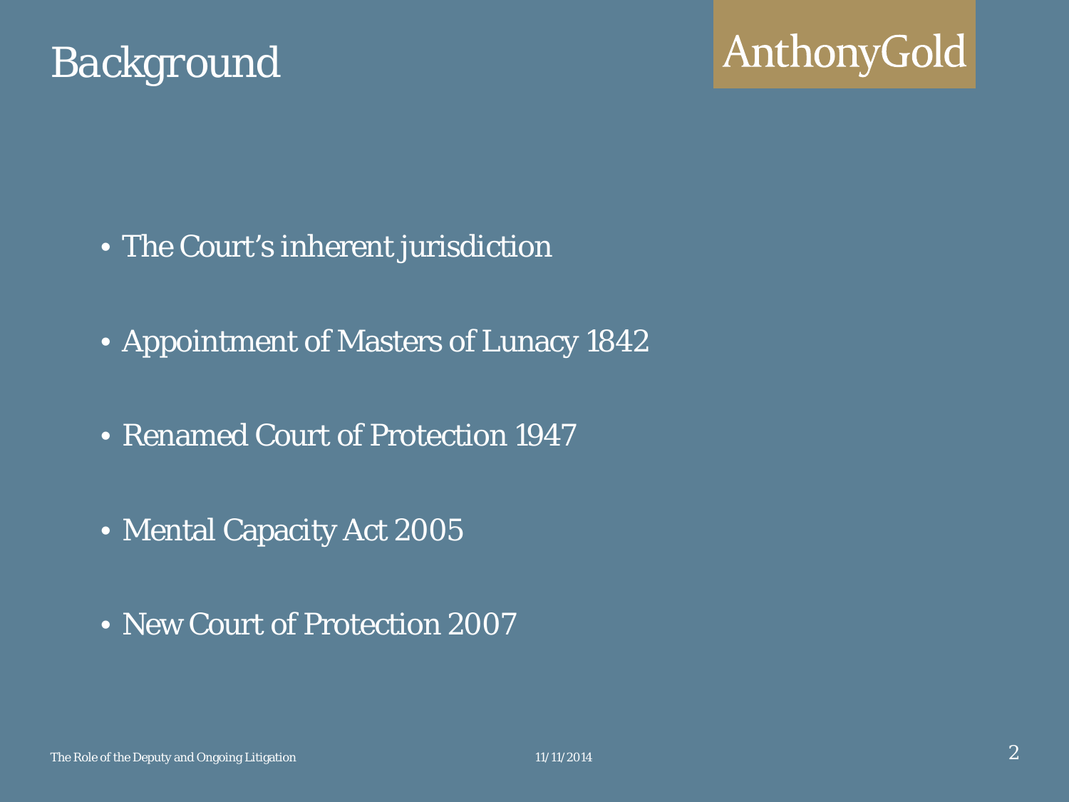# Background

AnthonyGold

- The Court's inherent jurisdiction
- Appointment of Masters of Lunacy 1842
- Renamed Court of Protection 1947
- Mental Capacity Act 2005
- New Court of Protection 2007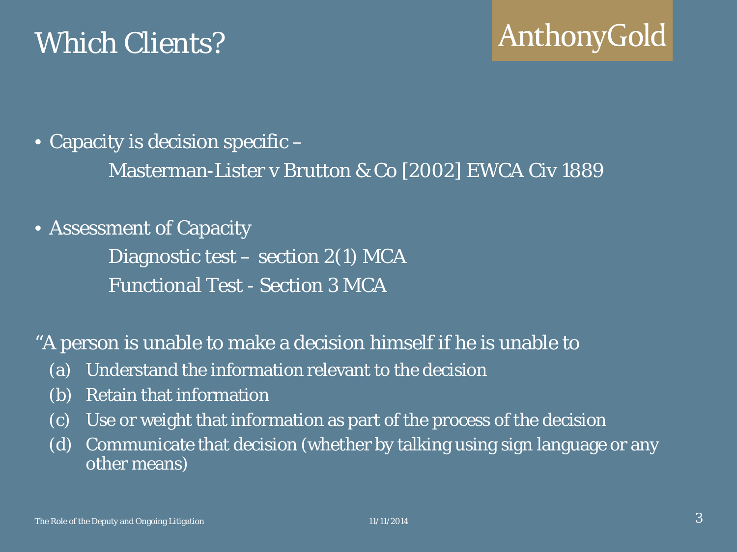# Which Clients?

AnthonyGold

- Capacity is decision specific –

  Masterman-Lister v Brutton & Co [2002] EWCA Civ 1889

- Assessment of Capacity

  Diagnostic test – section 2(1) MCA

  Functional Test - Section 3 MCA

"A person is unable to make a decision himself if he is unable to

(a) Understand the information relevant to the decision
(b) Retain that information
(c) Use or weight that information as part of the process of the decision
(d) Communicate that decision (whether by talking using sign language or any other means)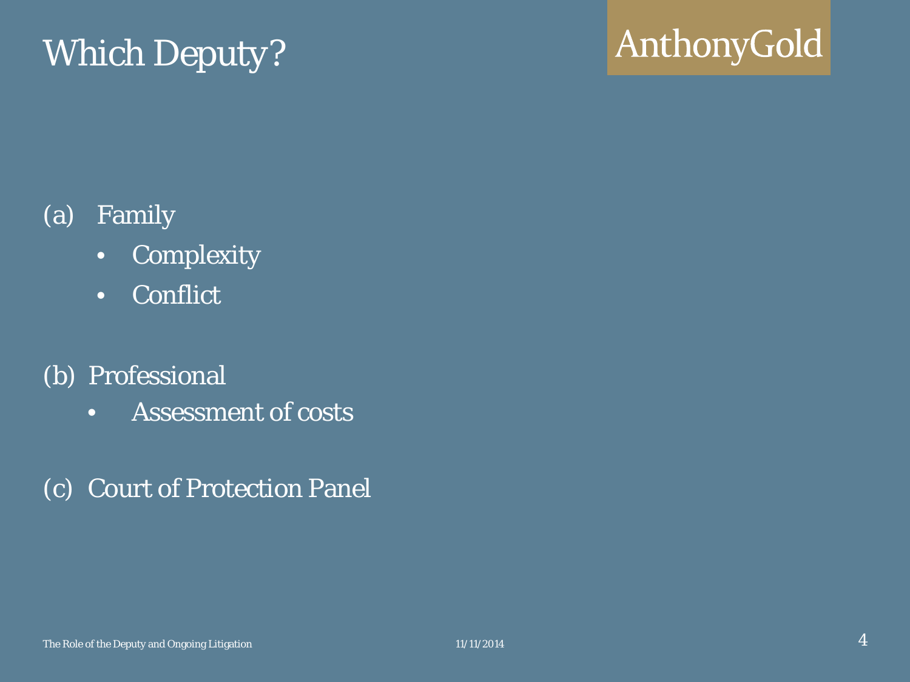# Which Deputy?

(a) Family
- Complexity
- Conflict

(b) Professional
- Assessment of costs

(c) Court of Protection Panel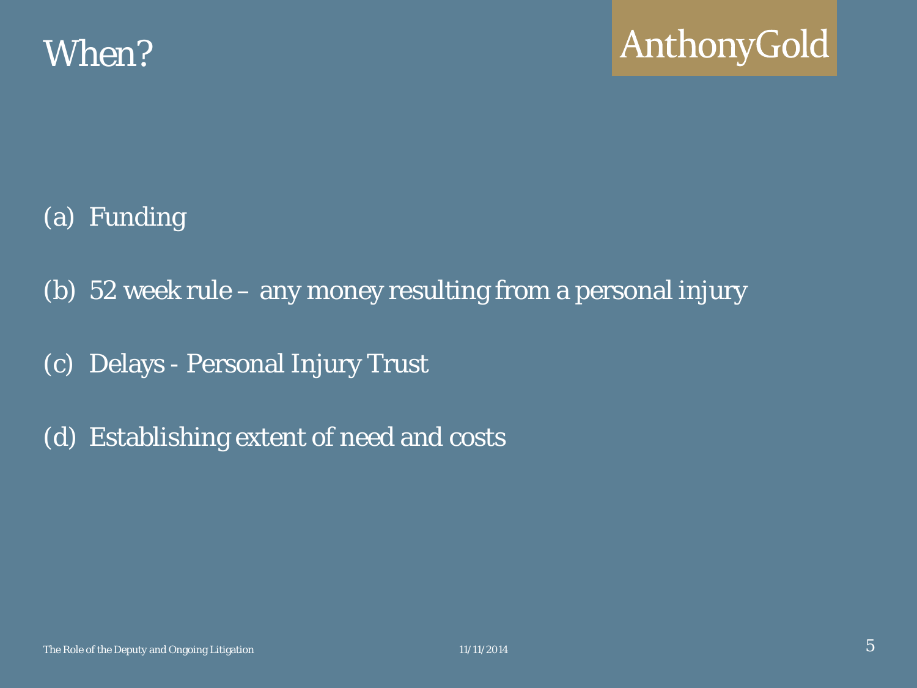# When?

(a) Funding

(b) 52 week rule – any money resulting from a personal injury

(c) Delays - Personal Injury Trust

(d) Establishing extent of need and costs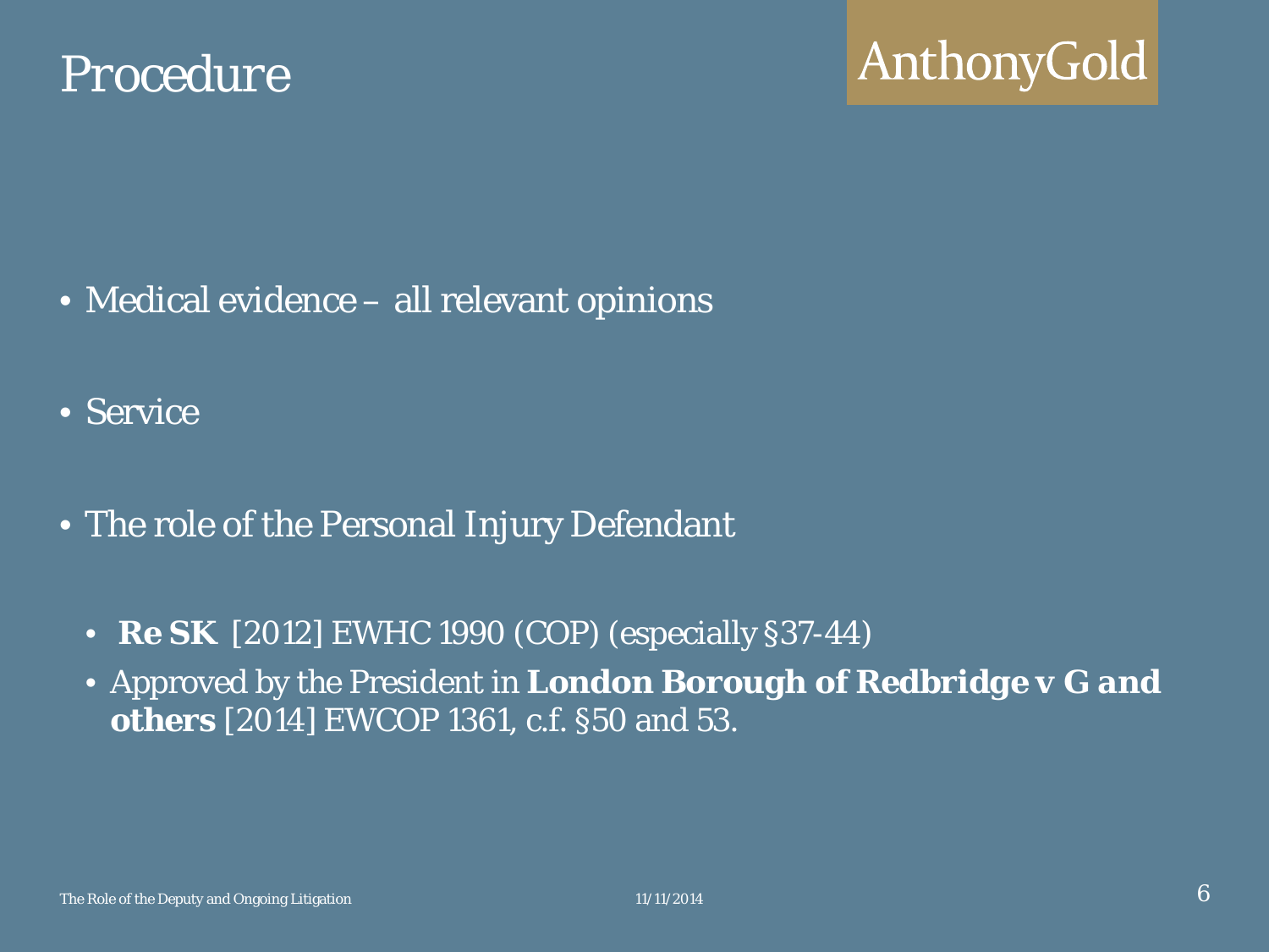# Procedure

- Medical evidence – all relevant opinions
- Service
- The role of the Personal Injury Defendant
  - **Re SK** [2012] EWHC 1990 (COP) (especially §37-44)
  - Approved by the President in **London Borough of Redbridge v G and others** [2014] EWCOP 1361, c.f. §50 and 53.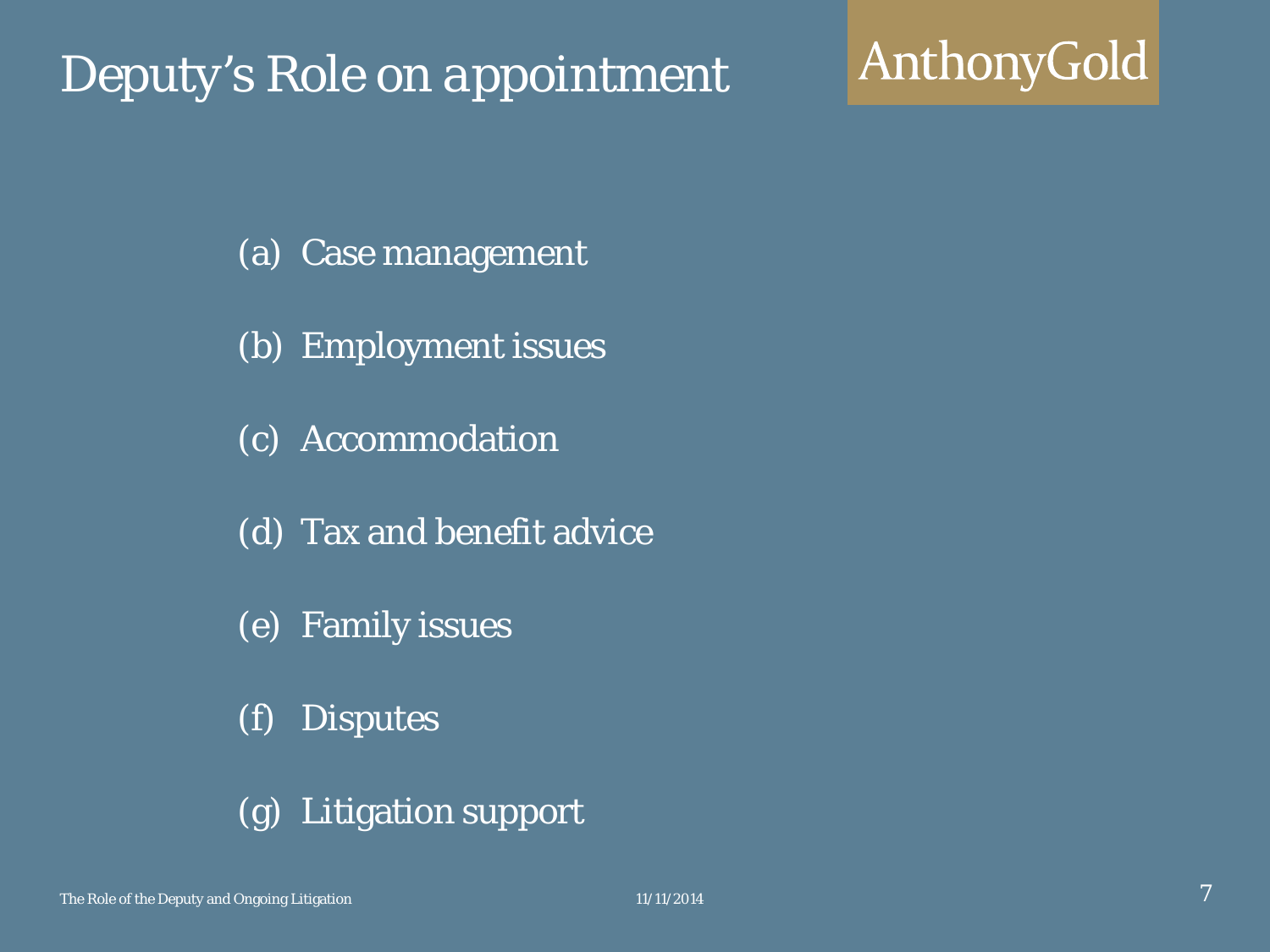# Deputy's Role on appointment

AnthonyGold

(a) Case management

(b) Employment issues

(c) Accommodation

(d) Tax and benefit advice

(e) Family issues

(f) Disputes

(g) Litigation support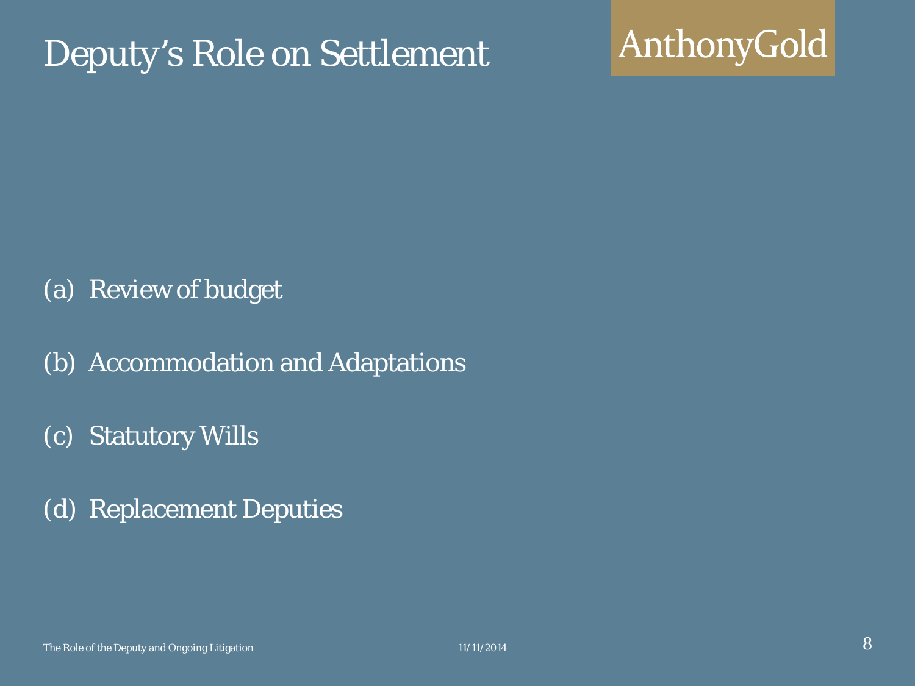# Deputy's Role on Settlement

AnthonyGold

(a) Review of budget

(b) Accommodation and Adaptations

(c) Statutory Wills

(d) Replacement Deputies